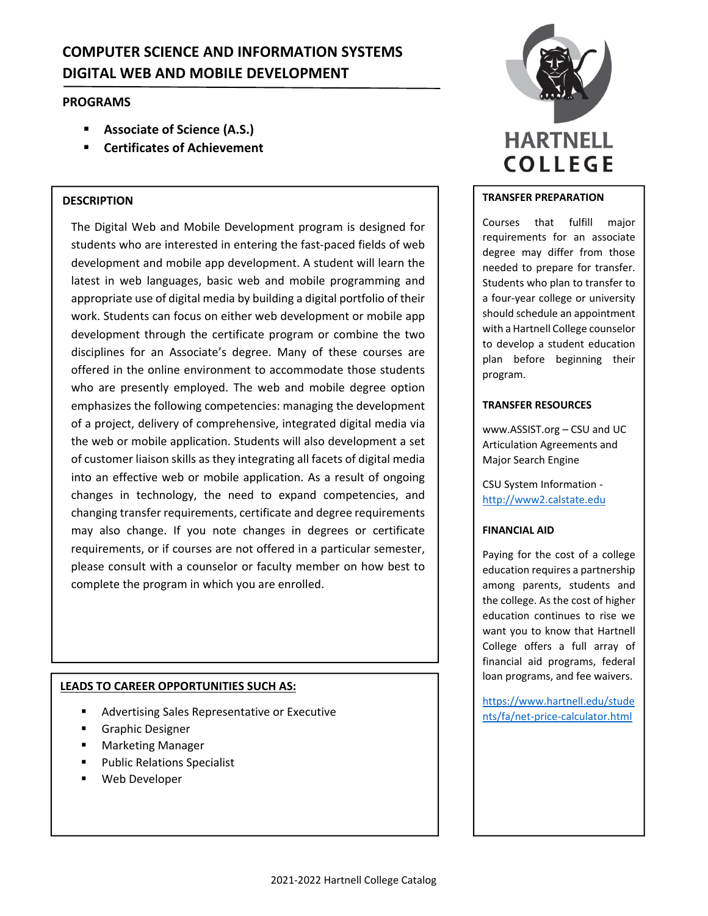# COMPUTER SCIENCE AND INFORMATION SYSTEMS
# DIGITAL WEB AND MOBILE DEVELOPMENT

## PROGRAMS

- **Associate of Science (A.S.)**
- **Certificates of Achievement**

HARTNELL COLLEGE

## DESCRIPTION

The Digital Web and Mobile Development program is designed for students who are interested in entering the fast-paced fields of web development and mobile app development. A student will learn the latest in web languages, basic web and mobile programming and appropriate use of digital media by building a digital portfolio of their work. Students can focus on either web development or mobile app development through the certificate program or combine the two disciplines for an Associate's degree. Many of these courses are offered in the online environment to accommodate those students who are presently employed. The web and mobile degree option emphasizes the following competencies: managing the development of a project, delivery of comprehensive, integrated digital media via the web or mobile application. Students will also development a set of customer liaison skills as they integrating all facets of digital media into an effective web or mobile application. As a result of ongoing changes in technology, the need to expand competencies, and changing transfer requirements, certificate and degree requirements may also change. If you note changes in degrees or certificate requirements, or if courses are not offered in a particular semester, please consult with a counselor or faculty member on how best to complete the program in which you are enrolled.

## LEADS TO CAREER OPPORTUNITIES SUCH AS:

- Advertising Sales Representative or Executive
- Graphic Designer
- Marketing Manager
- Public Relations Specialist
- Web Developer

## TRANSFER PREPARATION

Courses that fulfill major requirements for an associate degree may differ from those needed to prepare for transfer. Students who plan to transfer to a four-year college or university should schedule an appointment with a Hartnell College counselor to develop a student education plan before beginning their program.

## TRANSFER RESOURCES

www.ASSIST.org – CSU and UC Articulation Agreements and Major Search Engine

CSU System Information - http://www2.calstate.edu

## FINANCIAL AID

Paying for the cost of a college education requires a partnership among parents, students and the college. As the cost of higher education continues to rise we want you to know that Hartnell College offers a full array of financial aid programs, federal loan programs, and fee waivers.

https://www.hartnell.edu/students/fa/net-price-calculator.html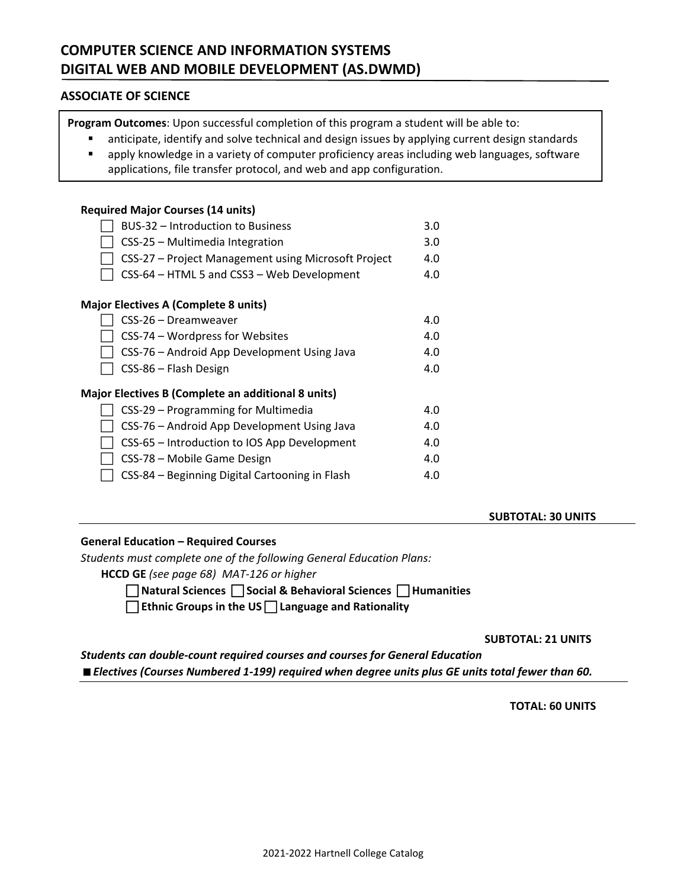# COMPUTER SCIENCE AND INFORMATION SYSTEMS
# DIGITAL WEB AND MOBILE DEVELOPMENT (AS.DWMD)

## ASSOCIATE OF SCIENCE

**Program Outcomes**: Upon successful completion of this program a student will be able to:

- anticipate, identify and solve technical and design issues by applying current design standards
- apply knowledge in a variety of computer proficiency areas including web languages, software applications, file transfer protocol, and web and app configuration.

**Required Major Courses (14 units)**

| Course | Units |
|---|---|
| ☐ BUS-32 – Introduction to Business | 3.0 |
| ☐ CSS-25 – Multimedia Integration | 3.0 |
| ☐ CSS-27 – Project Management using Microsoft Project | 4.0 |
| ☐ CSS-64 – HTML 5 and CSS3 – Web Development | 4.0 |

**Major Electives A (Complete 8 units)**

| Course | Units |
|---|---|
| ☐ CSS-26 – Dreamweaver | 4.0 |
| ☐ CSS-74 – Wordpress for Websites | 4.0 |
| ☐ CSS-76 – Android App Development Using Java | 4.0 |
| ☐ CSS-86 – Flash Design | 4.0 |

**Major Electives B (Complete an additional 8 units)**

| Course | Units |
|---|---|
| ☐ CSS-29 – Programming for Multimedia | 4.0 |
| ☐ CSS-76 – Android App Development Using Java | 4.0 |
| ☐ CSS-65 – Introduction to IOS App Development | 4.0 |
| ☐ CSS-78 – Mobile Game Design | 4.0 |
| ☐ CSS-84 – Beginning Digital Cartooning in Flash | 4.0 |

**SUBTOTAL: 30 UNITS**

---

**General Education – Required Courses**

*Students must complete one of the following General Education Plans:*

**HCCD GE** *(see page 68) MAT-126 or higher*

☐ **Natural Sciences** ☐ **Social & Behavioral Sciences** ☐ **Humanities**

☐ **Ethnic Groups in the US** ☐ **Language and Rationality**

**SUBTOTAL: 21 UNITS**

***Students can double-count required courses and courses for General Education***

■ ***Electives (Courses Numbered 1-199) required when degree units plus GE units total fewer than 60.***

---

**TOTAL: 60 UNITS**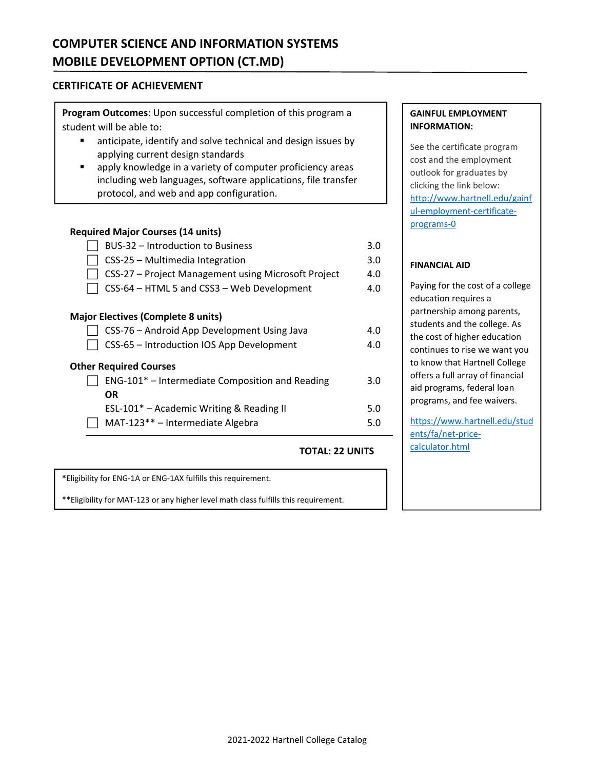# COMPUTER SCIENCE AND INFORMATION SYSTEMS MOBILE DEVELOPMENT OPTION (CT.MD)

## CERTIFICATE OF ACHIEVEMENT

**Program Outcomes**: Upon successful completion of this program a student will be able to:

- anticipate, identify and solve technical and design issues by applying current design standards
- apply knowledge in a variety of computer proficiency areas including web languages, software applications, file transfer protocol, and web and app configuration.

**Required Major Courses (14 units)**

| Course | Units |
|---|---|
| ☐ BUS-32 – Introduction to Business | 3.0 |
| ☐ CSS-25 – Multimedia Integration | 3.0 |
| ☐ CSS-27 – Project Management using Microsoft Project | 4.0 |
| ☐ CSS-64 – HTML 5 and CSS3 – Web Development | 4.0 |

**Major Electives (Complete 8 units)**

| Course | Units |
|---|---|
| ☐ CSS-76 – Android App Development Using Java | 4.0 |
| ☐ CSS-65 – Introduction IOS App Development | 4.0 |

**Other Required Courses**

| Course | Units |
|---|---|
| ☐ ENG-101* – Intermediate Composition and Reading | 3.0 |
| **OR** | |
| ESL-101* – Academic Writing & Reading II | 5.0 |
| ☐ MAT-123** – Intermediate Algebra | 5.0 |

**TOTAL: 22 UNITS**

*Eligibility for ENG-1A or ENG-1AX fulfills this requirement.

**Eligibility for MAT-123 or any higher level math class fulfills this requirement.

**GAINFUL EMPLOYMENT INFORMATION:**

See the certificate program cost and the employment outlook for graduates by clicking the link below: http://www.hartnell.edu/gainful-employment-certificate-programs-0

**FINANCIAL AID**

Paying for the cost of a college education requires a partnership among parents, students and the college. As the cost of higher education continues to rise we want you to know that Hartnell College offers a full array of financial aid programs, federal loan programs, and fee waivers.

https://www.hartnell.edu/students/fa/net-price-calculator.html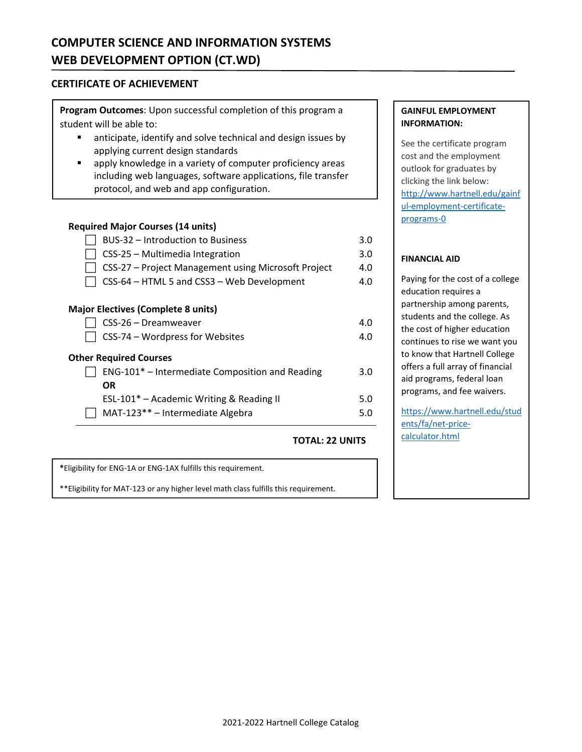# COMPUTER SCIENCE AND INFORMATION SYSTEMS
# WEB DEVELOPMENT OPTION (CT.WD)

## CERTIFICATE OF ACHIEVEMENT

**Program Outcomes**: Upon successful completion of this program a student will be able to:

- anticipate, identify and solve technical and design issues by applying current design standards
- apply knowledge in a variety of computer proficiency areas including web languages, software applications, file transfer protocol, and web and app configuration.

**Required Major Courses (14 units)**

| | |
|---|---|
| ☐ BUS-32 – Introduction to Business | 3.0 |
| ☐ CSS-25 – Multimedia Integration | 3.0 |
| ☐ CSS-27 – Project Management using Microsoft Project | 4.0 |
| ☐ CSS-64 – HTML 5 and CSS3 – Web Development | 4.0 |

**Major Electives (Complete 8 units)**

| | |
|---|---|
| ☐ CSS-26 – Dreamweaver | 4.0 |
| ☐ CSS-74 – Wordpress for Websites | 4.0 |

**Other Required Courses**

| | |
|---|---|
| ☐ ENG-101* – Intermediate Composition and Reading | 3.0 |
| **OR** | |
| ESL-101* – Academic Writing & Reading II | 5.0 |
| ☐ MAT-123** – Intermediate Algebra | 5.0 |

**TOTAL: 22 UNITS**

*Eligibility for ENG-1A or ENG-1AX fulfills this requirement.

**Eligibility for MAT-123 or any higher level math class fulfills this requirement.

**GAINFUL EMPLOYMENT INFORMATION:**

See the certificate program cost and the employment outlook for graduates by clicking the link below:
http://www.hartnell.edu/gainful-employment-certificate-programs-0

**FINANCIAL AID**

Paying for the cost of a college education requires a partnership among parents, students and the college. As the cost of higher education continues to rise we want you to know that Hartnell College offers a full array of financial aid programs, federal loan programs, and fee waivers.

https://www.hartnell.edu/students/fa/net-price-calculator.html